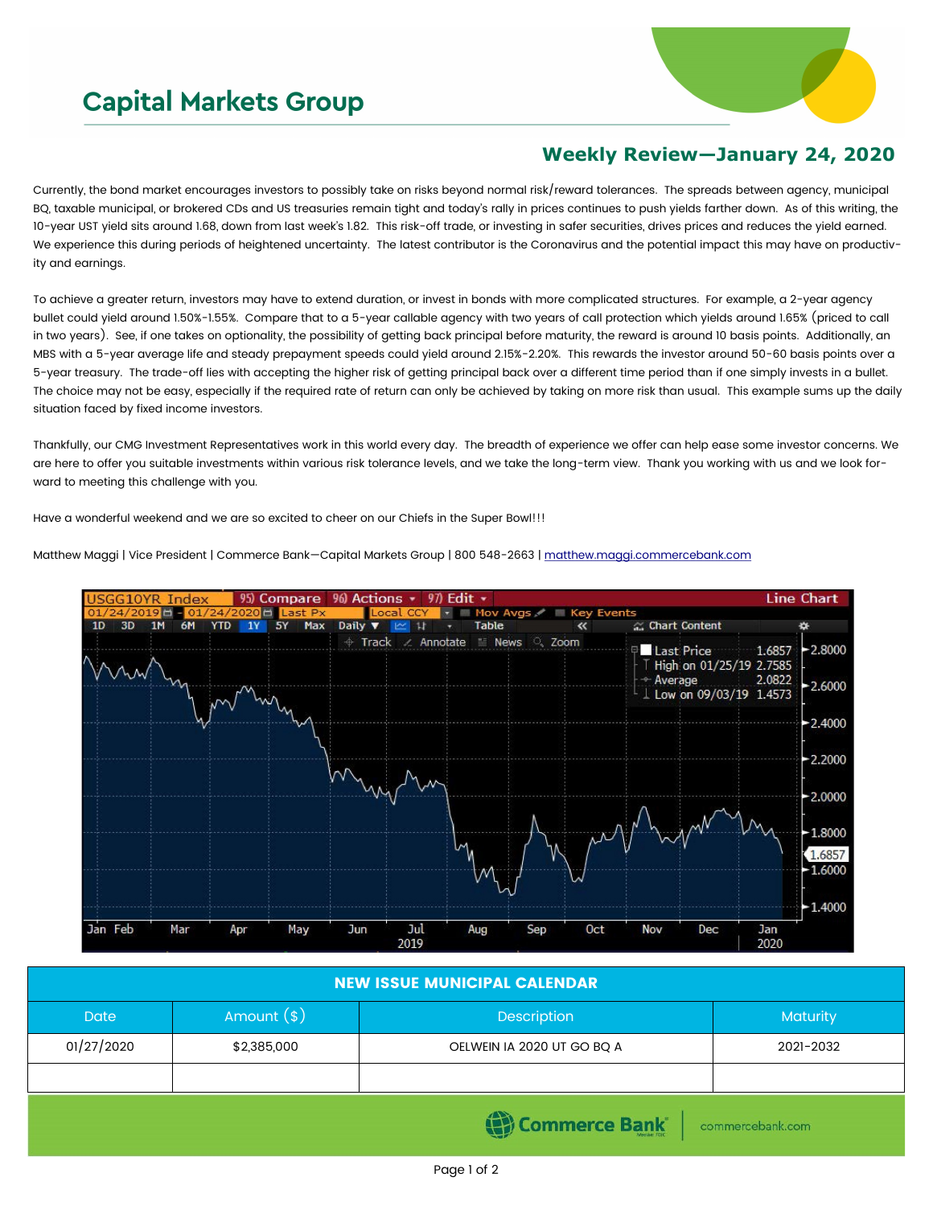# Capital Markets Group

## Weekly Review—January 24, 2020

Currently, the bond market encourages investors to possibly take on risks beyond normal risk/reward tolerances. The spreads between agency, municipal BQ, taxable municipal, or brokered CDs and US treasuries remain tight and today's rally in prices continues to push yields farther down. As of this writing, the 10-year UST yield sits around 1.68, down from last week's 1.82. This risk-off trade, or investing in safer securities, drives prices and reduces the yield earned. We experience this during periods of heightened uncertainty. The latest contributor is the Coronavirus and the potential impact this may have on productivity and earnings.

To achieve a greater return, investors may have to extend duration, or invest in bonds with more complicated structures. For example, a 2-year agency bullet could yield around 1.50%-1.55%. Compare that to a 5-year callable agency with two years of call protection which yields around 1.65% (priced to call in two years). See, if one takes on optionality, the possibility of getting back principal before maturity, the reward is around 10 basis points. Additionally, an MBS with a 5-year average life and steady prepayment speeds could yield around 2.15%-2.20%. This rewards the investor around 50-60 basis points over a 5-year treasury. The trade-off lies with accepting the higher risk of getting principal back over a different time period than if one simply invests in a bullet. The choice may not be easy, especially if the required rate of return can only be achieved by taking on more risk than usual. This example sums up the daily situation faced by fixed income investors.

Thankfully, our CMG Investment Representatives work in this world every day. The breadth of experience we offer can help ease some investor concerns. We are here to offer you suitable investments within various risk tolerance levels, and we take the long-term view. Thank you working with us and we look forward to meeting this challenge with you.

Have a wonderful weekend and we are so excited to cheer on our Chiefs in the Super Bowl!!!

Matthew Maggi | Vice President | Commerce Bank—Capital Markets Group | 800 548-2663 | matthew.maggi.commercebank.com

| NEW ISSUE MUNICIPAL CALENDAR | | | |
|---|---|---|---|
| Date | Amount ($) | Description | Maturity |
| 01/27/2020 | $2,385,000 | OELWEIN IA 2020 UT GO BQ A | 2021-2032 |
| | | | |

Commerce Bank | commercebank.com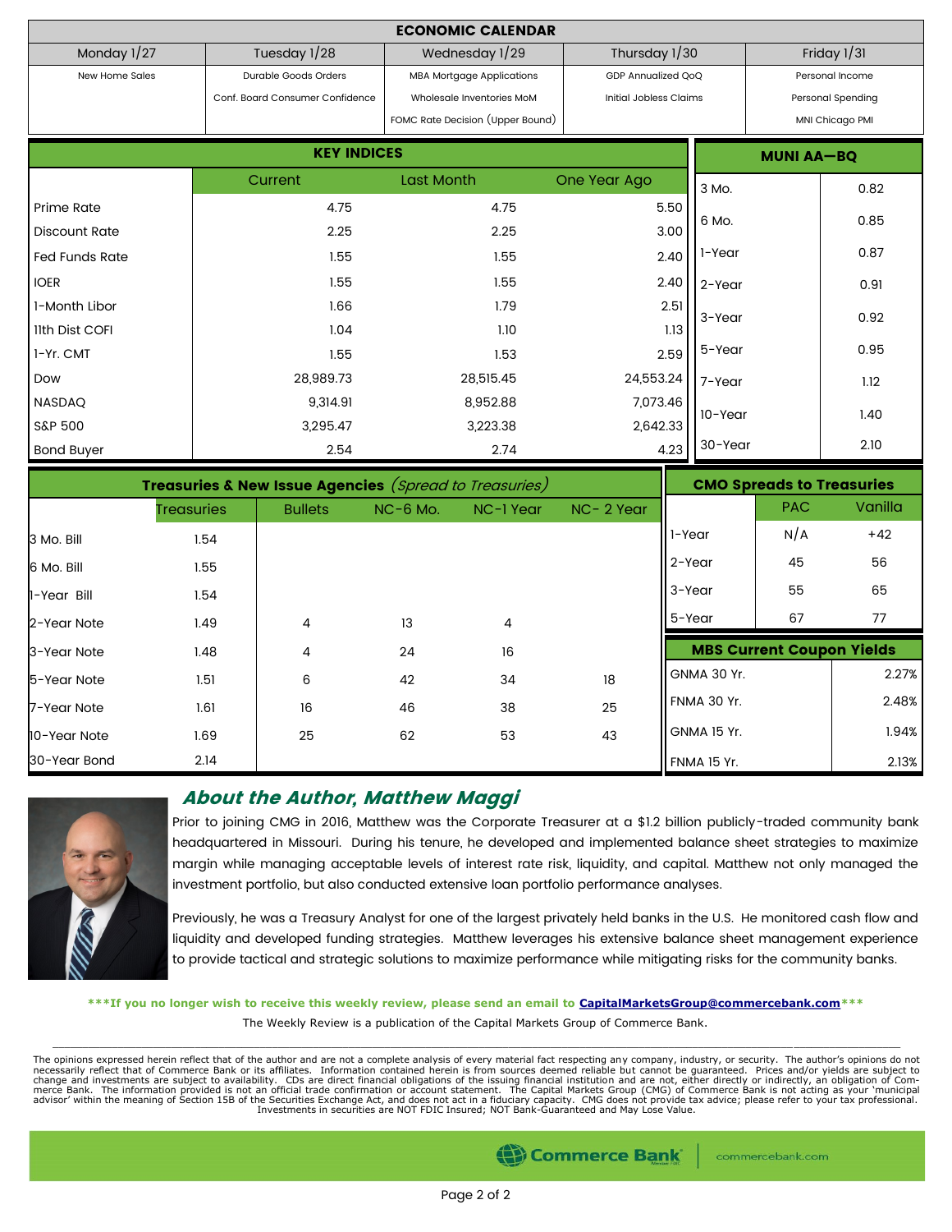## ECONOMIC CALENDAR

| Monday 1/27 | Tuesday 1/28 | Wednesday 1/29 | Thursday 1/30 | Friday 1/31 |
|---|---|---|---|---|
| New Home Sales | Durable Goods Orders | MBA Mortgage Applications | GDP Annualized QoQ | Personal Income |
| | Conf. Board Consumer Confidence | Wholesale Inventories MoM | Initial Jobless Claims | Personal Spending |
| | | FOMC Rate Decision (Upper Bound) | | MNI Chicago PMI |

## KEY INDICES

| | Current | Last Month | One Year Ago |
|---|---|---|---|
| Prime Rate | 4.75 | 4.75 | 5.50 |
| Discount Rate | 2.25 | 2.25 | 3.00 |
| Fed Funds Rate | 1.55 | 1.55 | 2.40 |
| IOER | 1.55 | 1.55 | 2.40 |
| 1-Month Libor | 1.66 | 1.79 | 2.51 |
| 11th Dist COFI | 1.04 | 1.10 | 1.13 |
| 1-Yr. CMT | 1.55 | 1.53 | 2.59 |
| Dow | 28,989.73 | 28,515.45 | 24,553.24 |
| NASDAQ | 9,314.91 | 8,952.88 | 7,073.46 |
| S&P 500 | 3,295.47 | 3,223.38 | 2,642.33 |
| Bond Buyer | 2.54 | 2.74 | 4.23 |

## MUNI AA—BQ

| | |
|---|---|
| 3 Mo. | 0.82 |
| 6 Mo. | 0.85 |
| 1-Year | 0.87 |
| 2-Year | 0.91 |
| 3-Year | 0.92 |
| 5-Year | 0.95 |
| 7-Year | 1.12 |
| 10-Year | 1.40 |
| 30-Year | 2.10 |

## Treasuries & New Issue Agencies *(Spread to Treasuries)*

| | Treasuries | Bullets | NC-6 Mo. | NC-1 Year | NC- 2 Year |
|---|---|---|---|---|---|
| 3 Mo. Bill | 1.54 | | | | |
| 6 Mo. Bill | 1.55 | | | | |
| 1-Year Bill | 1.54 | | | | |
| 2-Year Note | 1.49 | 4 | 13 | 4 | |
| 3-Year Note | 1.48 | 4 | 24 | 16 | |
| 5-Year Note | 1.51 | 6 | 42 | 34 | 18 |
| 7-Year Note | 1.61 | 16 | 46 | 38 | 25 |
| 10-Year Note | 1.69 | 25 | 62 | 53 | 43 |
| 30-Year Bond | 2.14 | | | | |

## CMO Spreads to Treasuries

| | PAC | Vanilla |
|---|---|---|
| 1-Year | N/A | +42 |
| 2-Year | 45 | 56 |
| 3-Year | 55 | 65 |
| 5-Year | 67 | 77 |

## MBS Current Coupon Yields

| | |
|---|---|
| GNMA 30 Yr. | 2.27% |
| FNMA 30 Yr. | 2.48% |
| GNMA 15 Yr. | 1.94% |
| FNMA 15 Yr. | 2.13% |

## *About the Author, Matthew Maggi*

Prior to joining CMG in 2016, Matthew was the Corporate Treasurer at a $1.2 billion publicly-traded community bank headquartered in Missouri. During his tenure, he developed and implemented balance sheet strategies to maximize margin while managing acceptable levels of interest rate risk, liquidity, and capital. Matthew not only managed the investment portfolio, but also conducted extensive loan portfolio performance analyses.

Previously, he was a Treasury Analyst for one of the largest privately held banks in the U.S. He monitored cash flow and liquidity and developed funding strategies. Matthew leverages his extensive balance sheet management experience to provide tactical and strategic solutions to maximize performance while mitigating risks for the community banks.

**\*\*\*If you no longer wish to receive this weekly review, please send an email to CapitalMarketsGroup@commercebank.com\*\*\***

The Weekly Review is a publication of the Capital Markets Group of Commerce Bank.

The opinions expressed herein reflect that of the author and are not a complete analysis of every material fact respecting any company, industry, or security. The author's opinions do not necessarily reflect that of Commerce Bank or its affiliates. Information contained herein is from sources deemed reliable but cannot be guaranteed. Prices and/or yields are subject to change and investments are subject to availability. CDs are direct financial obligations of the issuing financial institution and are not, either directly or indirectly, an obligation of Commerce Bank. The information provided is not an official trade confirmation or account statement. The Capital Markets Group (CMG) of Commerce Bank is not acting as your 'municipal advisor' within the meaning of Section 15B of the Securities Exchange Act, and does not act in a fiduciary capacity. CMG does not provide tax advice; please refer to your tax professional. Investments in securities are NOT FDIC Insured; NOT Bank-Guaranteed and May Lose Value.

Commerce Bank | commercebank.com